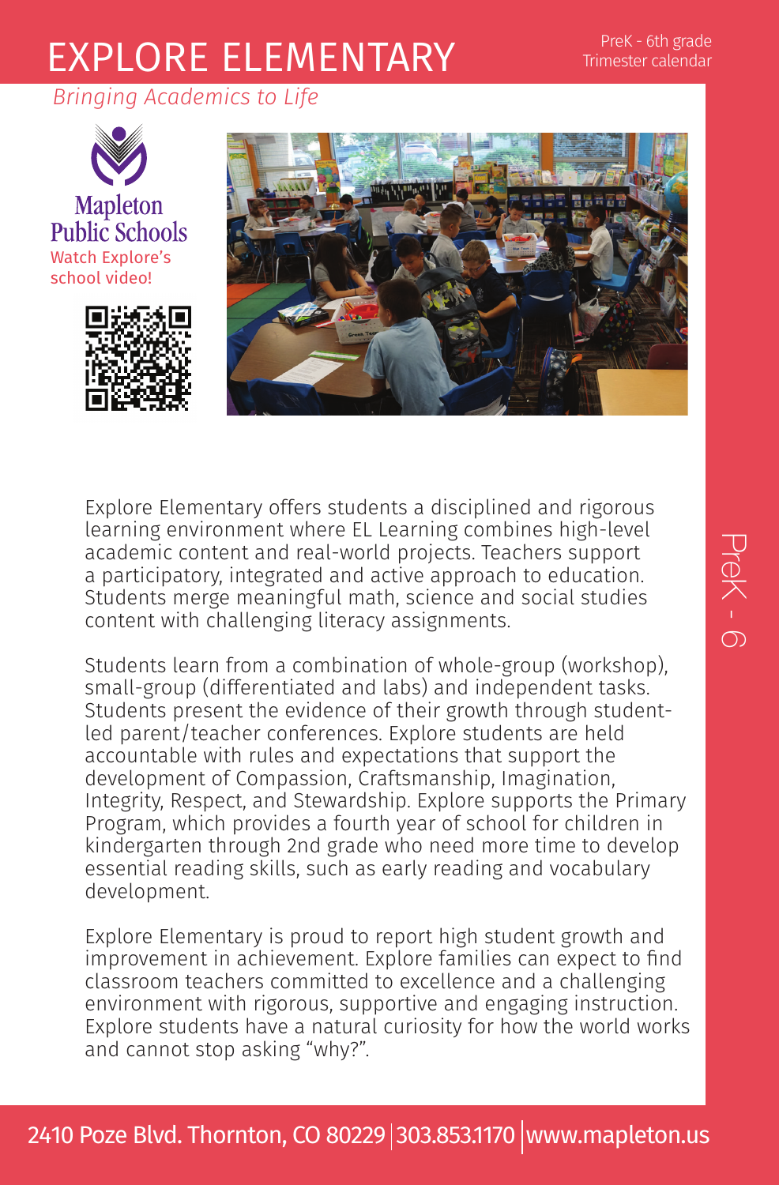# EXPLORE ELEMENTARY

PreK - 6th grade
Trimester calendar

*Bringing Academics to Life*

Mapleton Public Schools

Watch Explore's school video!

PreK - 6

Explore Elementary offers students a disciplined and rigorous learning environment where EL Learning combines high-level academic content and real-world projects. Teachers support a participatory, integrated and active approach to education. Students merge meaningful math, science and social studies content with challenging literacy assignments.

Students learn from a combination of whole-group (workshop), small-group (differentiated and labs) and independent tasks. Students present the evidence of their growth through student-led parent/teacher conferences. Explore students are held accountable with rules and expectations that support the development of Compassion, Craftsmanship, Imagination, Integrity, Respect, and Stewardship. Explore supports the Primary Program, which provides a fourth year of school for children in kindergarten through 2nd grade who need more time to develop essential reading skills, such as early reading and vocabulary development.

Explore Elementary is proud to report high student growth and improvement in achievement. Explore families can expect to find classroom teachers committed to excellence and a challenging environment with rigorous, supportive and engaging instruction. Explore students have a natural curiosity for how the world works and cannot stop asking "why?".

2410 Poze Blvd. Thornton, CO 80229 | 303.853.1170 | www.mapleton.us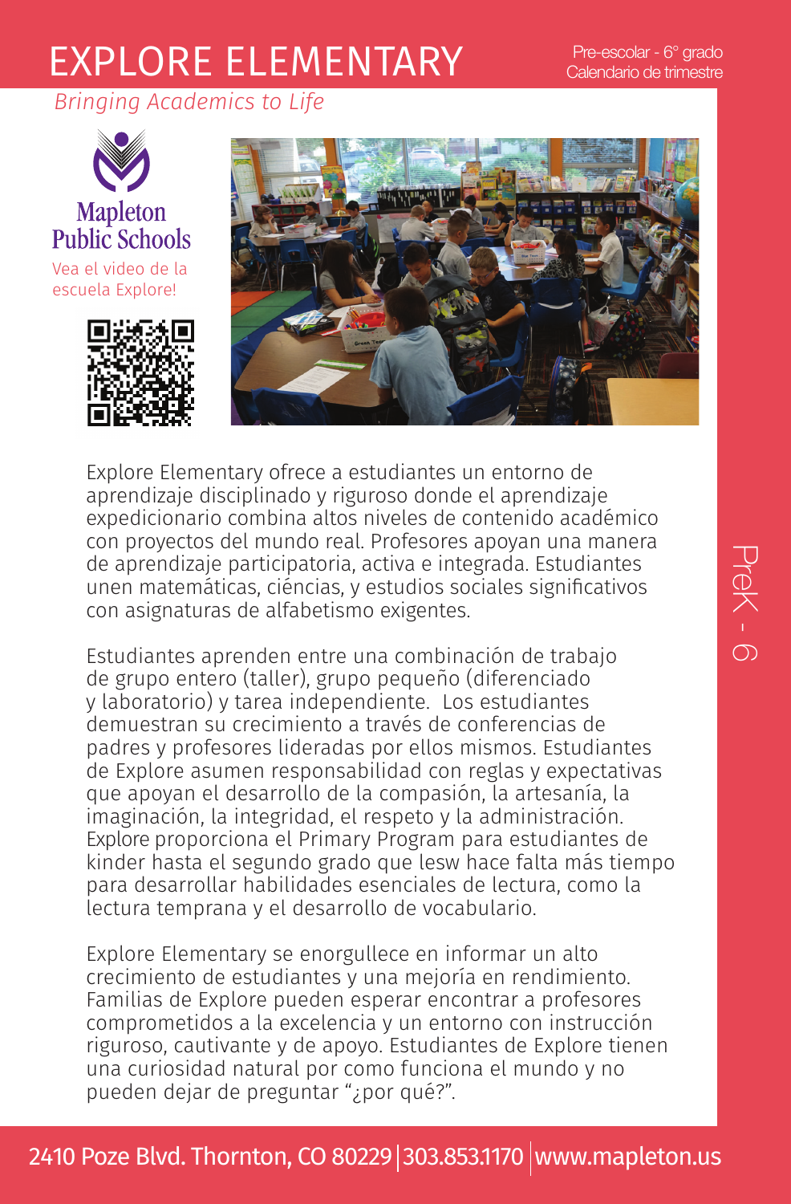# EXPLORE ELEMENTARY

Pre-escolar - 6° grado
Calendario de trimestre

*Bringing Academics to Life*

Mapleton Public Schools

Vea el video de la escuela Explore!

PreK - 6

Explore Elementary ofrece a estudiantes un entorno de aprendizaje disciplinado y riguroso donde el aprendizaje expedicionario combina altos niveles de contenido académico con proyectos del mundo real. Profesores apoyan una manera de aprendizaje participatoria, activa e integrada. Estudiantes unen matemáticas, ciéncias, y estudios sociales significativos con asignaturas de alfabetismo exigentes.

Estudiantes aprenden entre una combinación de trabajo de grupo entero (taller), grupo pequeño (diferenciado y laboratorio) y tarea independiente. Los estudiantes demuestran su crecimiento a través de conferencias de padres y profesores lideradas por ellos mismos. Estudiantes de Explore asumen responsabilidad con reglas y expectativas que apoyan el desarrollo de la compasión, la artesanía, la imaginación, la integridad, el respeto y la administración. Explore proporciona el Primary Program para estudiantes de kinder hasta el segundo grado que lesw hace falta más tiempo para desarrollar habilidades esenciales de lectura, como la lectura temprana y el desarrollo de vocabulario.

Explore Elementary se enorgullece en informar un alto crecimiento de estudiantes y una mejoría en rendimiento. Familias de Explore pueden esperar encontrar a profesores comprometidos a la excelencia y un entorno con instrucción riguroso, cautivante y de apoyo. Estudiantes de Explore tienen una curiosidad natural por como funciona el mundo y no pueden dejar de preguntar "¿por qué?".

2410 Poze Blvd. Thornton, CO 80229 | 303.853.1170 | www.mapleton.us